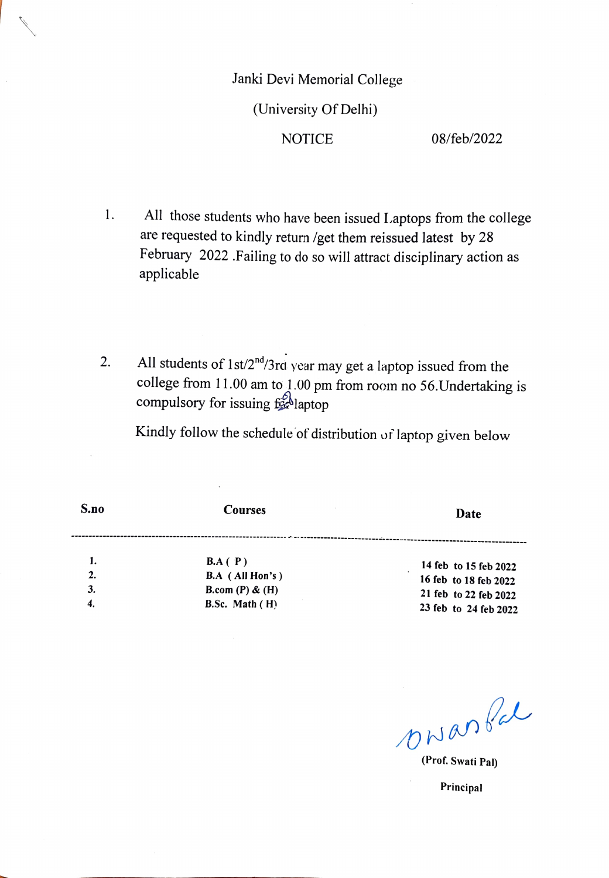Janki Devi Memorial College

(University Of Delhi)

NOTICE 08/feb/2022

1. All those students who have been issued Laptops from the college are requested to kindly return /get them reissued latest by 28 February 2022 .Failing to do so will attract disciplinary action as applicable

2. All students of 1st/2nd/3rd year may get a laptop issued from the college from 11.00 am to 1.00 pm from room no 56.Undertaking is compulsory for issuing of laptop

Kindly follow the schedule of distribution of laptop given below

| S.no | Courses | Date |
|---|---|---|
| 1. | B.A ( P ) | 14 feb to 15 feb 2022 |
| 2. | B.A ( All Hon's ) | 16 feb to 18 feb 2022 |
| 3. | B.com (P) & (H) | 21 feb to 22 feb 2022 |
| 4. | B.Sc. Math ( H) | 23 feb to 24 feb 2022 |

(Prof. Swati Pal)

Principal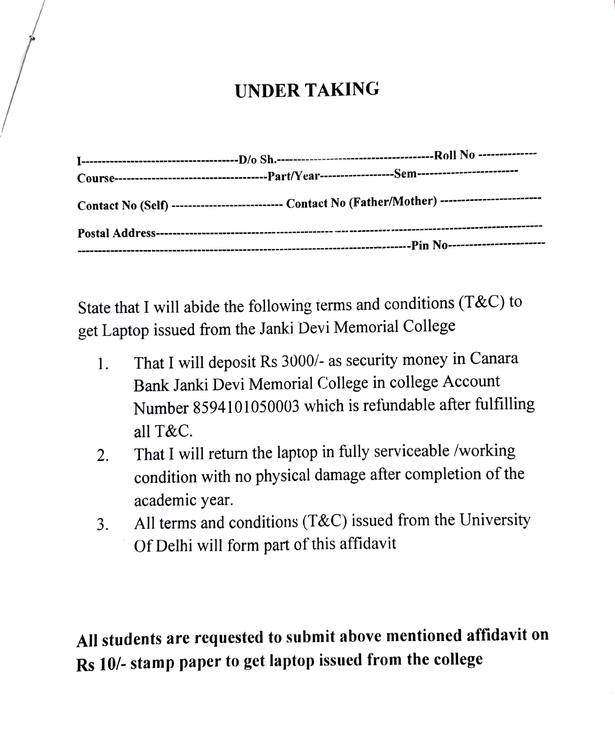# UNDER TAKING

I--------------------------------------D/o Sh.------------------------------------Roll No --------------
Course------------------------------------Part/Year-----------------Sem-----------------------

Contact No (Self) -------------------------- Contact No (Father/Mother) -----------------------

Postal Address----------------------------------------------------------------------------------------
-------------------------------------------------------------------------------Pin No----------------------

State that I will abide the following terms and conditions (T&C) to get Laptop issued from the Janki Devi Memorial College

1. That I will deposit Rs 3000/- as security money in Canara Bank Janki Devi Memorial College in college Account Number 8594101050003 which is refundable after fulfilling all T&C.
2. That I will return the laptop in fully serviceable /working condition with no physical damage after completion of the academic year.
3. All terms and conditions (T&C) issued from the University Of Delhi will form part of this affidavit

**All students are requested to submit above mentioned affidavit on Rs 10/- stamp paper to get laptop issued from the college**